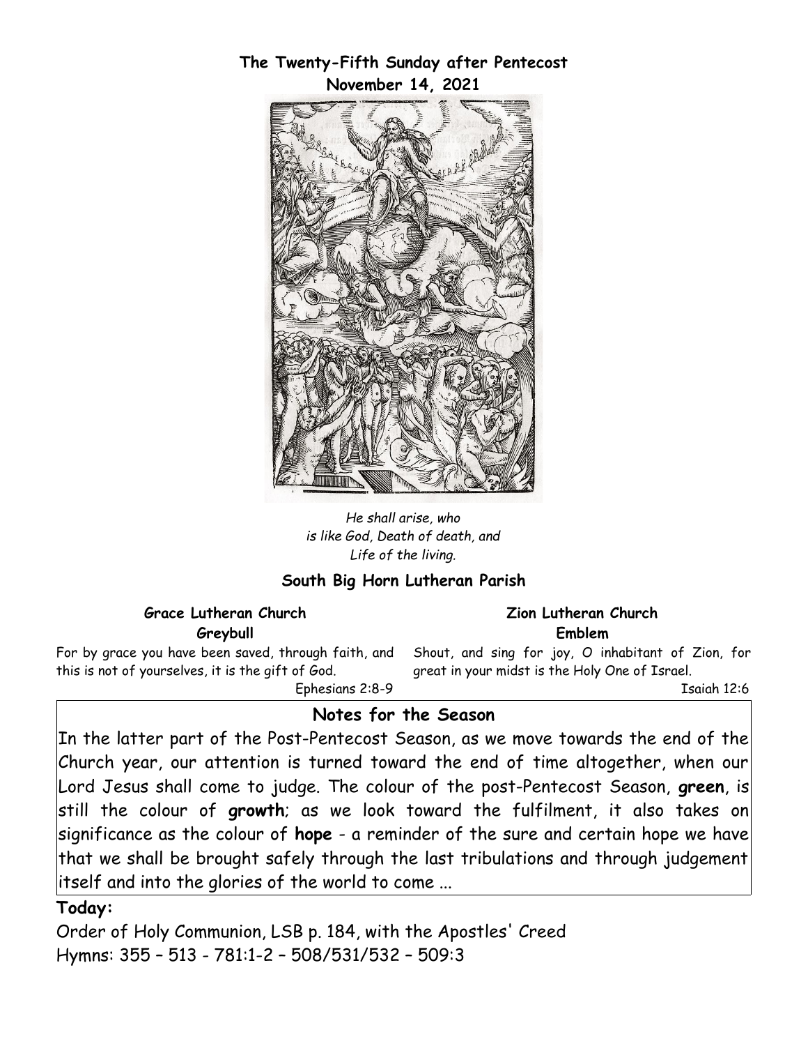**The Twenty-Fifth Sunday after Pentecost**
**November 14, 2021**

*He shall arise, who is like God, Death of death, and Life of the living.*

**South Big Horn Lutheran Parish**

**Grace Lutheran Church**
**Greybull**

For by grace you have been saved, through faith, and this is not of yourselves, it is the gift of God.
Ephesians 2:8-9

**Zion Lutheran Church**
**Emblem**

Shout, and sing for joy, O inhabitant of Zion, for great in your midst is the Holy One of Israel.
Isaiah 12:6

## Notes for the Season

In the latter part of the Post-Pentecost Season, as we move towards the end of the Church year, our attention is turned toward the end of time altogether, when our Lord Jesus shall come to judge. The colour of the post-Pentecost Season, **green**, is still the colour of **growth**; as we look toward the fulfilment, it also takes on significance as the colour of **hope** - a reminder of the sure and certain hope we have that we shall be brought safely through the last tribulations and through judgement itself and into the glories of the world to come ...

**Today:**

Order of Holy Communion, LSB p. 184, with the Apostles' Creed
Hymns: 355 – 513 - 781:1-2 – 508/531/532 – 509:3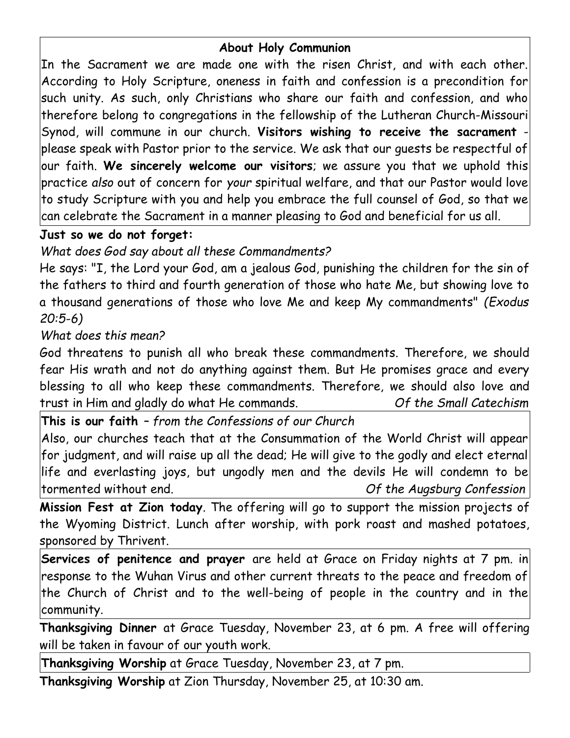## About Holy Communion

In the Sacrament we are made one with the risen Christ, and with each other. According to Holy Scripture, oneness in faith and confession is a precondition for such unity. As such, only Christians who share our faith and confession, and who therefore belong to congregations in the fellowship of the Lutheran Church-Missouri Synod, will commune in our church. **Visitors wishing to receive the sacrament** - please speak with Pastor prior to the service. We ask that our guests be respectful of our faith. **We sincerely welcome our visitors**; we assure you that we uphold this practice *also* out of concern for *your* spiritual welfare, and that our Pastor would love to study Scripture with you and help you embrace the full counsel of God, so that we can celebrate the Sacrament in a manner pleasing to God and beneficial for us all.

**Just so we do not forget:**

*What does God say about all these Commandments?*

He says: "I, the Lord your God, am a jealous God, punishing the children for the sin of the fathers to third and fourth generation of those who hate Me, but showing love to a thousand generations of those who love Me and keep My commandments" *(Exodus 20:5-6)*

*What does this mean?*

God threatens to punish all who break these commandments. Therefore, we should fear His wrath and not do anything against them. But He promises grace and every blessing to all who keep these commandments. Therefore, we should also love and trust in Him and gladly do what He commands. *Of the Small Catechism*

**This is our faith** – *from the Confessions of our Church*

Also, our churches teach that at the Consummation of the World Christ will appear for judgment, and will raise up all the dead; He will give to the godly and elect eternal life and everlasting joys, but ungodly men and the devils He will condemn to be tormented without end. *Of the Augsburg Confession*

**Mission Fest at Zion today**. The offering will go to support the mission projects of the Wyoming District. Lunch after worship, with pork roast and mashed potatoes, sponsored by Thrivent.

**Services of penitence and prayer** are held at Grace on Friday nights at 7 pm. in response to the Wuhan Virus and other current threats to the peace and freedom of the Church of Christ and to the well-being of people in the country and in the community.

**Thanksgiving Dinner** at Grace Tuesday, November 23, at 6 pm. A free will offering will be taken in favour of our youth work.

**Thanksgiving Worship** at Grace Tuesday, November 23, at 7 pm.

**Thanksgiving Worship** at Zion Thursday, November 25, at 10:30 am.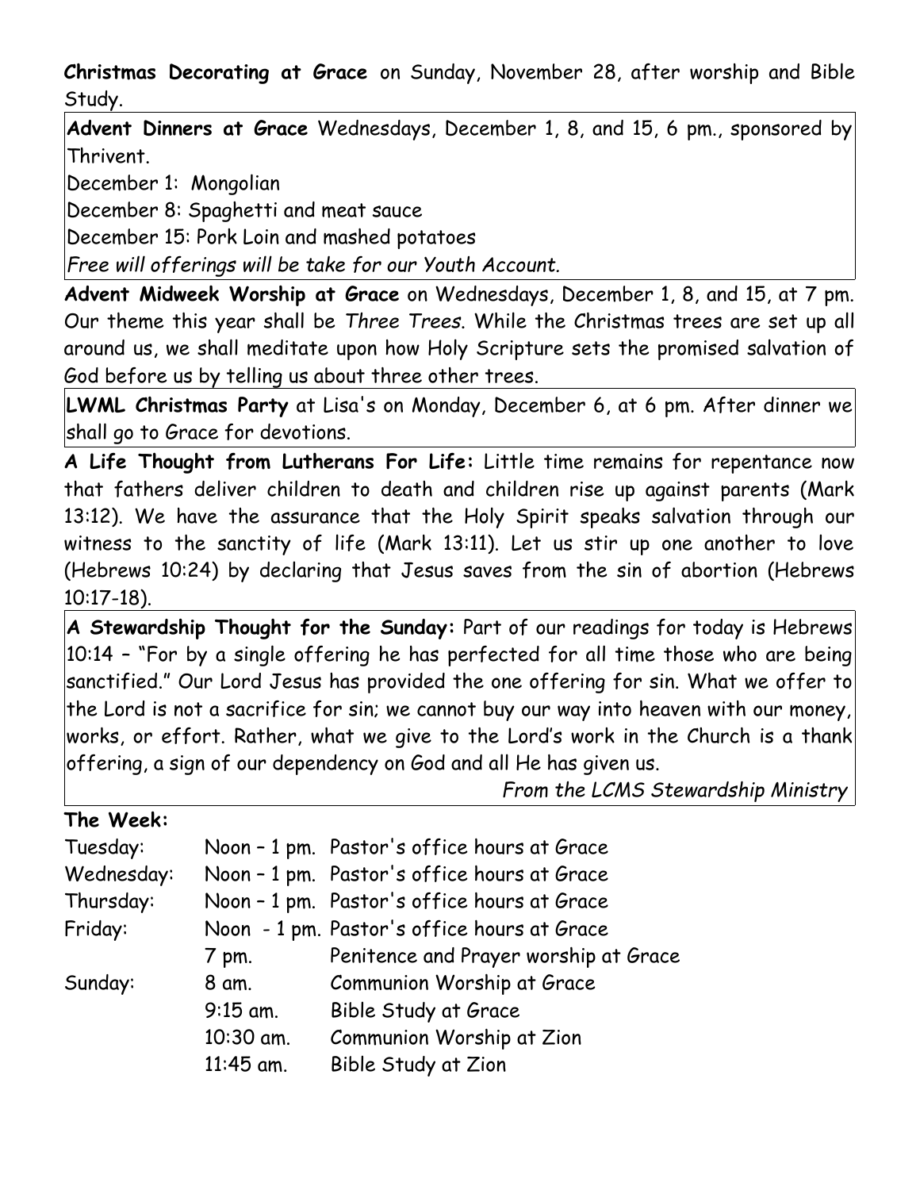**Christmas Decorating at Grace** on Sunday, November 28, after worship and Bible Study.

**Advent Dinners at Grace** Wednesdays, December 1, 8, and 15, 6 pm., sponsored by Thrivent.

December 1: Mongolian

December 8: Spaghetti and meat sauce

December 15: Pork Loin and mashed potatoes

*Free will offerings will be take for our Youth Account.*

**Advent Midweek Worship at Grace** on Wednesdays, December 1, 8, and 15, at 7 pm. Our theme this year shall be *Three Trees*. While the Christmas trees are set up all around us, we shall meditate upon how Holy Scripture sets the promised salvation of God before us by telling us about three other trees.

**LWML Christmas Party** at Lisa's on Monday, December 6, at 6 pm. After dinner we shall go to Grace for devotions.

**A Life Thought from Lutherans For Life:** Little time remains for repentance now that fathers deliver children to death and children rise up against parents (Mark 13:12). We have the assurance that the Holy Spirit speaks salvation through our witness to the sanctity of life (Mark 13:11). Let us stir up one another to love (Hebrews 10:24) by declaring that Jesus saves from the sin of abortion (Hebrews 10:17-18).

**A Stewardship Thought for the Sunday:** Part of our readings for today is Hebrews 10:14 – "For by a single offering he has perfected for all time those who are being sanctified." Our Lord Jesus has provided the one offering for sin. What we offer to the Lord is not a sacrifice for sin; we cannot buy our way into heaven with our money, works, or effort. Rather, what we give to the Lord's work in the Church is a thank offering, a sign of our dependency on God and all He has given us.

*From the LCMS Stewardship Ministry*

**The Week:**

| | | |
|---|---|---|
| Tuesday: | Noon – 1 pm. | Pastor's office hours at Grace |
| Wednesday: | Noon – 1 pm. | Pastor's office hours at Grace |
| Thursday: | Noon – 1 pm. | Pastor's office hours at Grace |
| Friday: | Noon - 1 pm. | Pastor's office hours at Grace |
| | 7 pm. | Penitence and Prayer worship at Grace |
| Sunday: | 8 am. | Communion Worship at Grace |
| | 9:15 am. | Bible Study at Grace |
| | 10:30 am. | Communion Worship at Zion |
| | 11:45 am. | Bible Study at Zion |